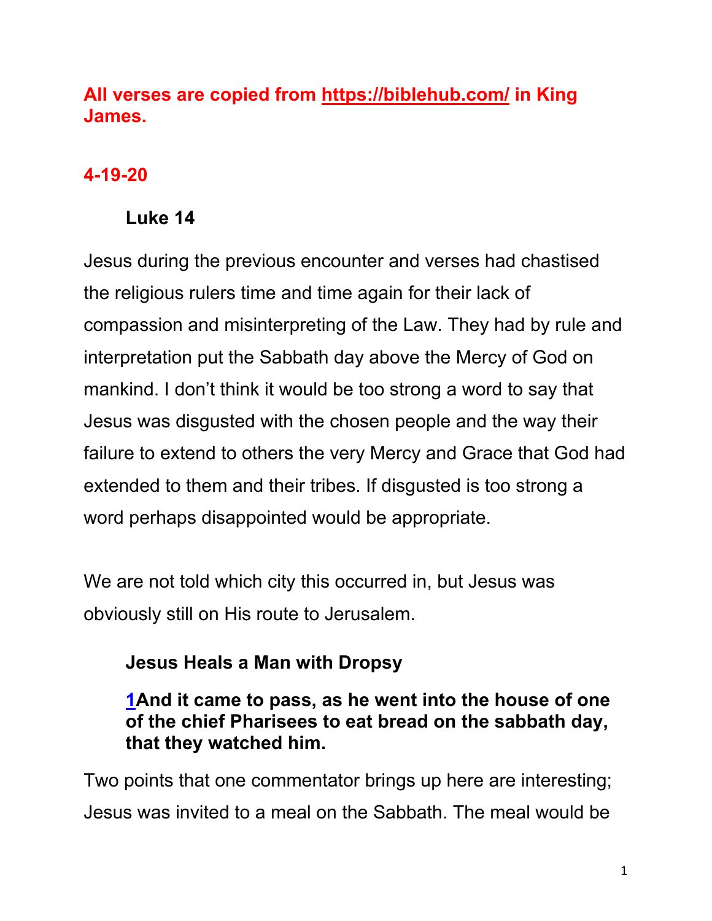**All verses are copied from https://biblehub.com/ in King James.**

**4-19-20**

## Luke 14

Jesus during the previous encounter and verses had chastised the religious rulers time and time again for their lack of compassion and misinterpreting of the Law. They had by rule and interpretation put the Sabbath day above the Mercy of God on mankind. I don't think it would be too strong a word to say that Jesus was disgusted with the chosen people and the way their failure to extend to others the very Mercy and Grace that God had extended to them and their tribes. If disgusted is too strong a word perhaps disappointed would be appropriate.

We are not told which city this occurred in, but Jesus was obviously still on His route to Jerusalem.

### Jesus Heals a Man with Dropsy

**1And it came to pass, as he went into the house of one of the chief Pharisees to eat bread on the sabbath day, that they watched him.**

Two points that one commentator brings up here are interesting; Jesus was invited to a meal on the Sabbath. The meal would be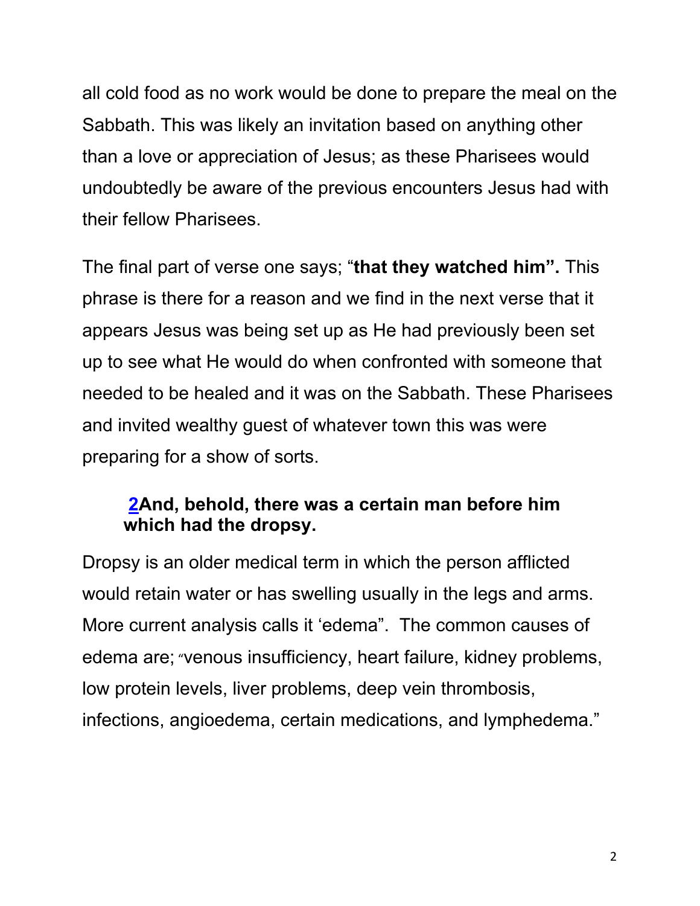all cold food as no work would be done to prepare the meal on the Sabbath. This was likely an invitation based on anything other than a love or appreciation of Jesus; as these Pharisees would undoubtedly be aware of the previous encounters Jesus had with their fellow Pharisees.

The final part of verse one says; "**that they watched him".** This phrase is there for a reason and we find in the next verse that it appears Jesus was being set up as He had previously been set up to see what He would do when confronted with someone that needed to be healed and it was on the Sabbath. These Pharisees and invited wealthy guest of whatever town this was were preparing for a show of sorts.

> **2And, behold, there was a certain man before him which had the dropsy.**

Dropsy is an older medical term in which the person afflicted would retain water or has swelling usually in the legs and arms. More current analysis calls it 'edema". The common causes of edema are; "venous insufficiency, heart failure, kidney problems, low protein levels, liver problems, deep vein thrombosis, infections, angioedema, certain medications, and lymphedema."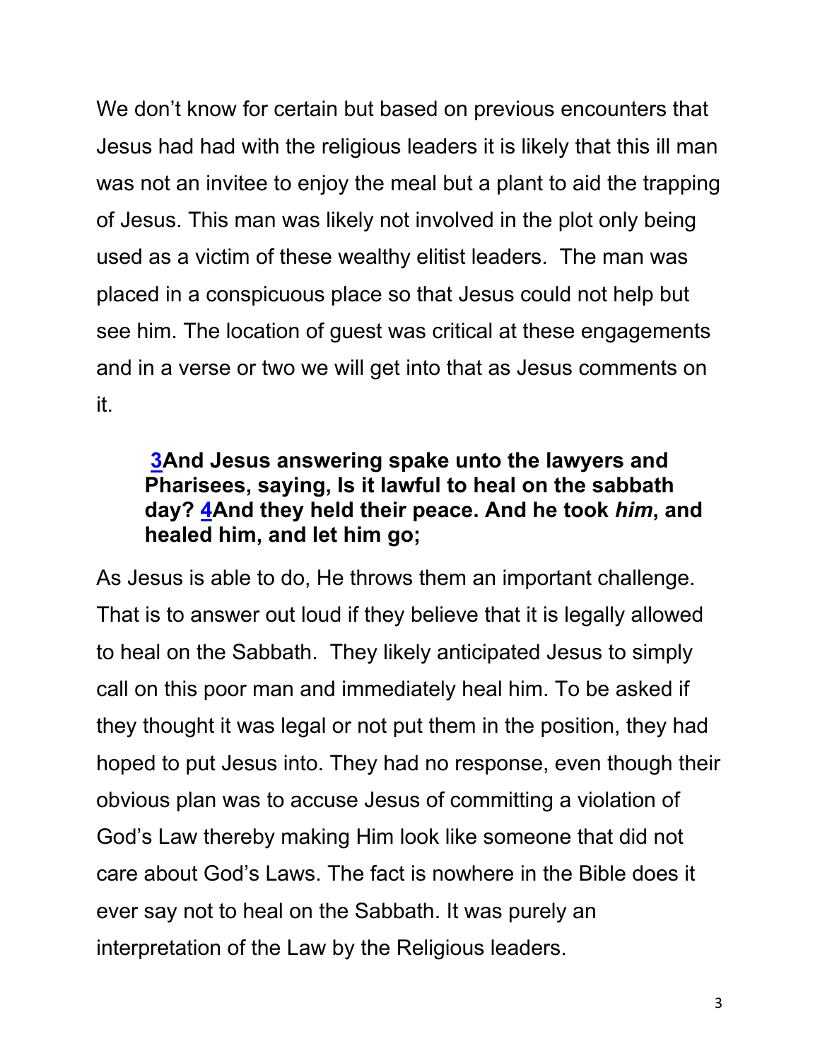We don't know for certain but based on previous encounters that Jesus had had with the religious leaders it is likely that this ill man was not an invitee to enjoy the meal but a plant to aid the trapping of Jesus. This man was likely not involved in the plot only being used as a victim of these wealthy elitist leaders. The man was placed in a conspicuous place so that Jesus could not help but see him. The location of guest was critical at these engagements and in a verse or two we will get into that as Jesus comments on it.

> **3And Jesus answering spake unto the lawyers and Pharisees, saying, Is it lawful to heal on the sabbath day? 4And they held their peace. And he took *him*, and healed him, and let him go;**

As Jesus is able to do, He throws them an important challenge. That is to answer out loud if they believe that it is legally allowed to heal on the Sabbath. They likely anticipated Jesus to simply call on this poor man and immediately heal him. To be asked if they thought it was legal or not put them in the position, they had hoped to put Jesus into. They had no response, even though their obvious plan was to accuse Jesus of committing a violation of God's Law thereby making Him look like someone that did not care about God's Laws. The fact is nowhere in the Bible does it ever say not to heal on the Sabbath. It was purely an interpretation of the Law by the Religious leaders.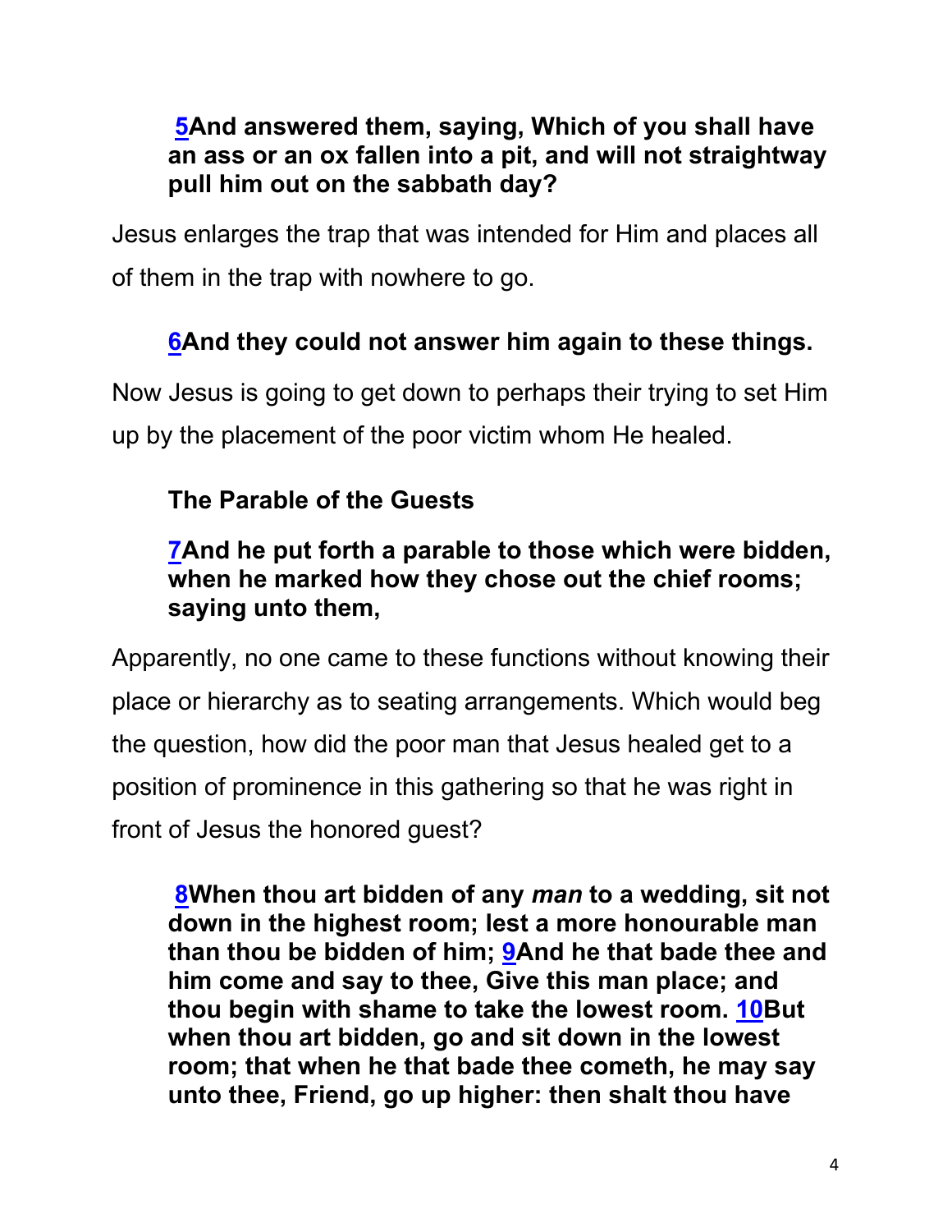**5And answered them, saying, Which of you shall have an ass or an ox fallen into a pit, and will not straightway pull him out on the sabbath day?**

Jesus enlarges the trap that was intended for Him and places all of them in the trap with nowhere to go.

**6And they could not answer him again to these things.**

Now Jesus is going to get down to perhaps their trying to set Him up by the placement of the poor victim whom He healed.

**The Parable of the Guests**

**7And he put forth a parable to those which were bidden, when he marked how they chose out the chief rooms; saying unto them,**

Apparently, no one came to these functions without knowing their place or hierarchy as to seating arrangements. Which would beg the question, how did the poor man that Jesus healed get to a position of prominence in this gathering so that he was right in front of Jesus the honored guest?

**8When thou art bidden of any *man* to a wedding, sit not down in the highest room; lest a more honourable man than thou be bidden of him; 9And he that bade thee and him come and say to thee, Give this man place; and thou begin with shame to take the lowest room. 10But when thou art bidden, go and sit down in the lowest room; that when he that bade thee cometh, he may say unto thee, Friend, go up higher: then shalt thou have**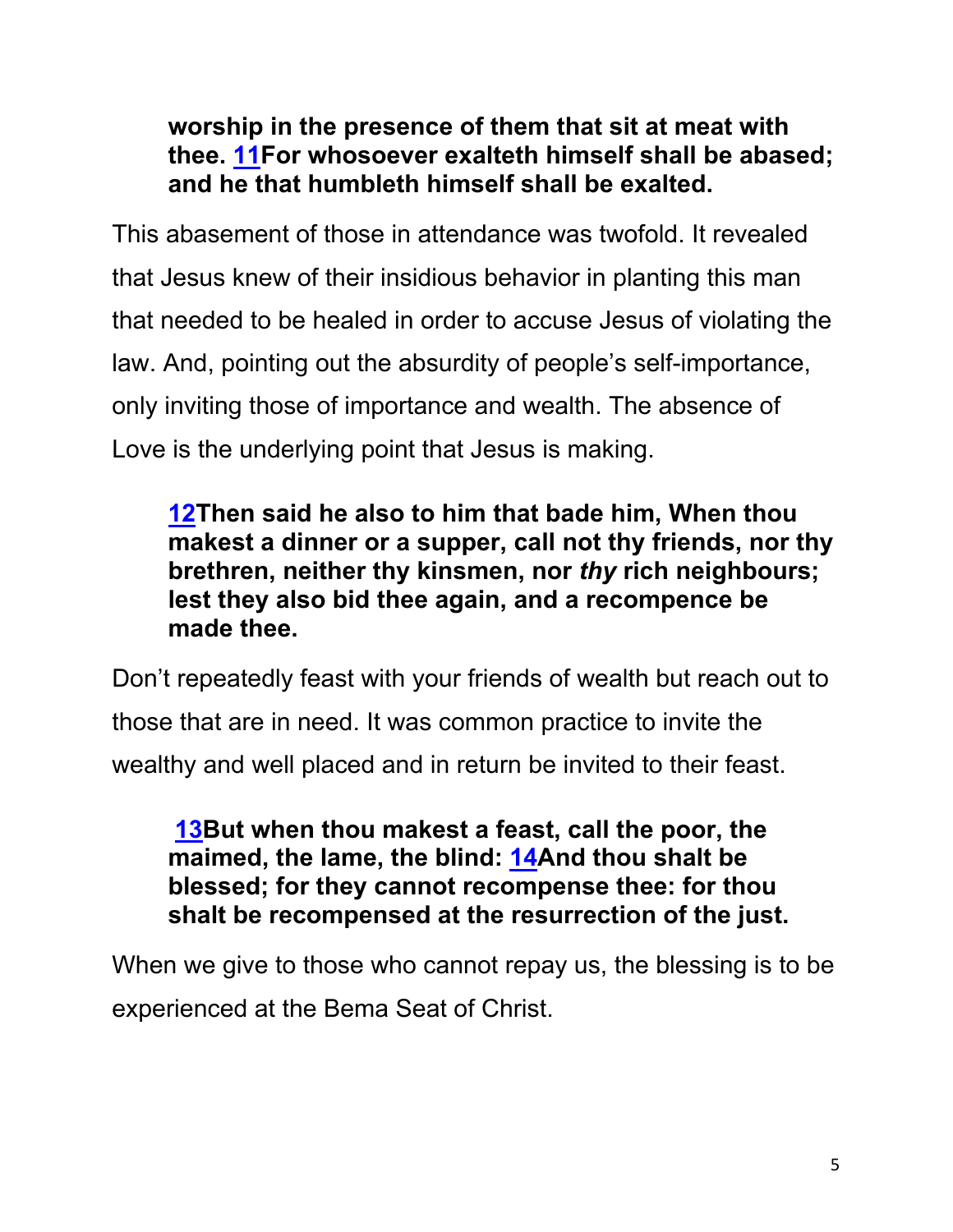> **worship in the presence of them that sit at meat with thee. [11](#)For whosoever exalteth himself shall be abased; and he that humbleth himself shall be exalted.**

This abasement of those in attendance was twofold. It revealed that Jesus knew of their insidious behavior in planting this man that needed to be healed in order to accuse Jesus of violating the law. And, pointing out the absurdity of people's self-importance, only inviting those of importance and wealth. The absence of Love is the underlying point that Jesus is making.

> **[12](#)Then said he also to him that bade him, When thou makest a dinner or a supper, call not thy friends, nor thy brethren, neither thy kinsmen, nor *thy* rich neighbours; lest they also bid thee again, and a recompence be made thee.**

Don't repeatedly feast with your friends of wealth but reach out to those that are in need. It was common practice to invite the wealthy and well placed and in return be invited to their feast.

> **[13](#)But when thou makest a feast, call the poor, the maimed, the lame, the blind: [14](#)And thou shalt be blessed; for they cannot recompense thee: for thou shalt be recompensed at the resurrection of the just.**

When we give to those who cannot repay us, the blessing is to be experienced at the Bema Seat of Christ.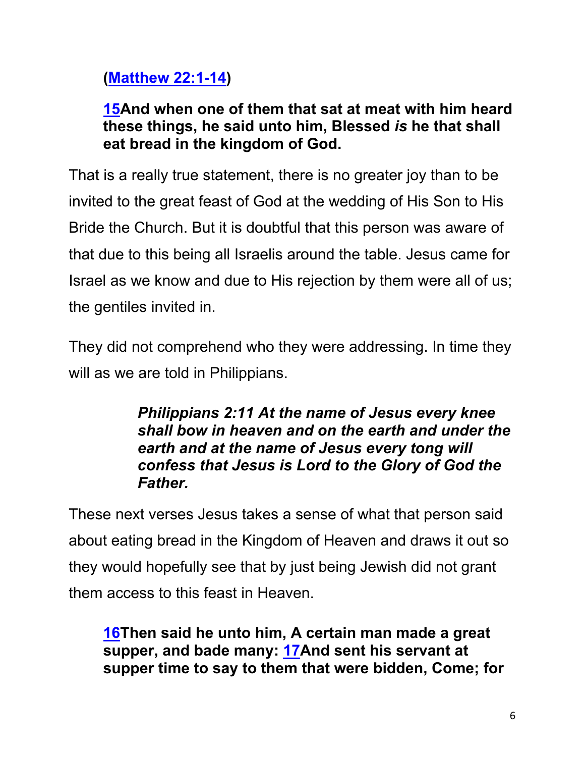**([Matthew 22:1-14](#))**

**[15](#)And when one of them that sat at meat with him heard these things, he said unto him, Blessed *is* he that shall eat bread in the kingdom of God.**

That is a really true statement, there is no greater joy than to be invited to the great feast of God at the wedding of His Son to His Bride the Church. But it is doubtful that this person was aware of that due to this being all Israelis around the table. Jesus came for Israel as we know and due to His rejection by them were all of us; the gentiles invited in.

They did not comprehend who they were addressing. In time they will as we are told in Philippians.

> ***Philippians 2:11 At the name of Jesus every knee shall bow in heaven and on the earth and under the earth and at the name of Jesus every tong will confess that Jesus is Lord to the Glory of God the Father.***

These next verses Jesus takes a sense of what that person said about eating bread in the Kingdom of Heaven and draws it out so they would hopefully see that by just being Jewish did not grant them access to this feast in Heaven.

**[16](#)Then said he unto him, A certain man made a great supper, and bade many: [17](#)And sent his servant at supper time to say to them that were bidden, Come; for**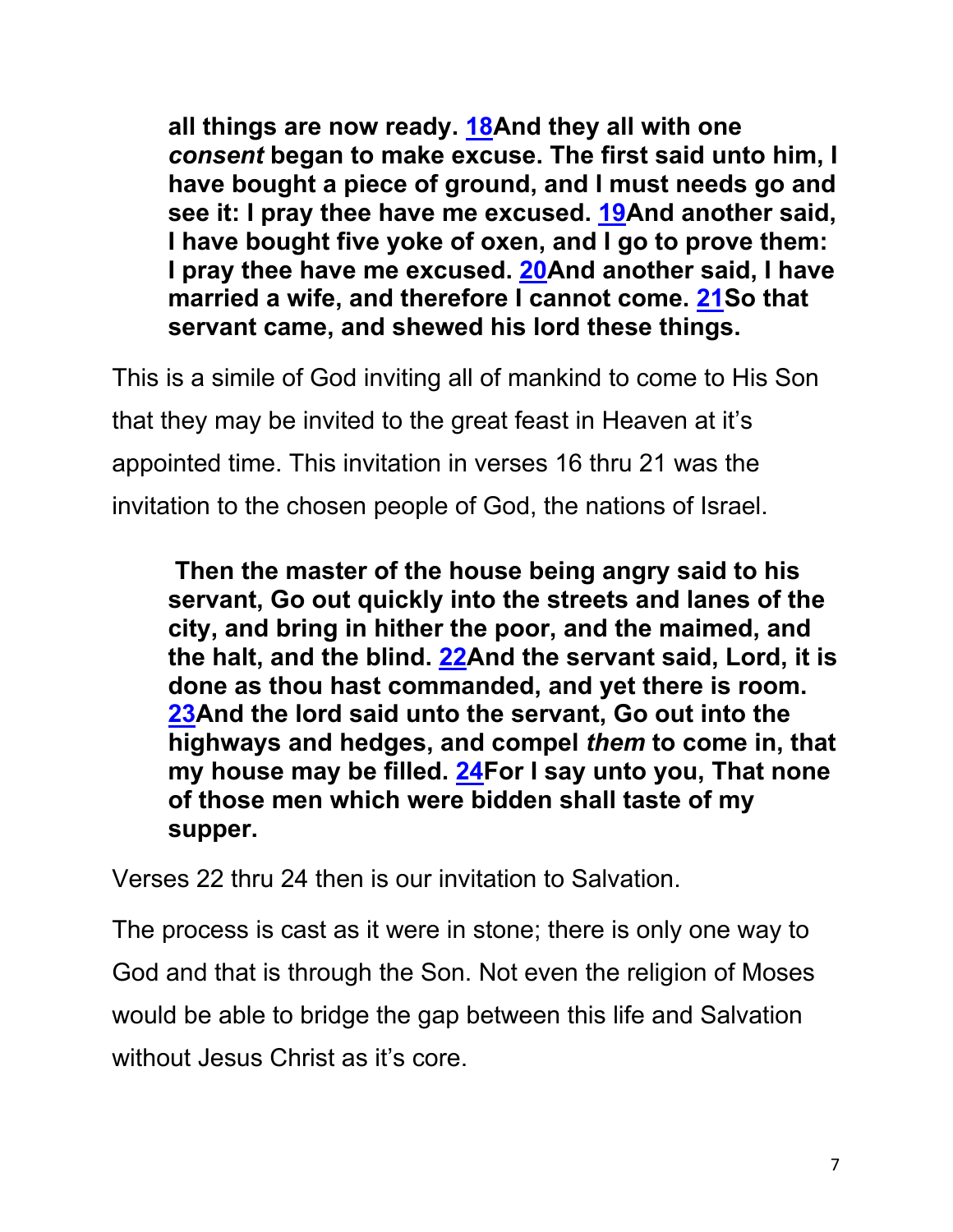> **all things are now ready. [18](#)And they all with one *consent* began to make excuse. The first said unto him, I have bought a piece of ground, and I must needs go and see it: I pray thee have me excused. [19](#)And another said, I have bought five yoke of oxen, and I go to prove them: I pray thee have me excused. [20](#)And another said, I have married a wife, and therefore I cannot come. [21](#)So that servant came, and shewed his lord these things.**

This is a simile of God inviting all of mankind to come to His Son that they may be invited to the great feast in Heaven at it's appointed time. This invitation in verses 16 thru 21 was the invitation to the chosen people of God, the nations of Israel.

> **Then the master of the house being angry said to his servant, Go out quickly into the streets and lanes of the city, and bring in hither the poor, and the maimed, and the halt, and the blind. [22](#)And the servant said, Lord, it is done as thou hast commanded, and yet there is room. [23](#)And the lord said unto the servant, Go out into the highways and hedges, and compel *them* to come in, that my house may be filled. [24](#)For I say unto you, That none of those men which were bidden shall taste of my supper.**

Verses 22 thru 24 then is our invitation to Salvation.

The process is cast as it were in stone; there is only one way to God and that is through the Son. Not even the religion of Moses would be able to bridge the gap between this life and Salvation without Jesus Christ as it's core.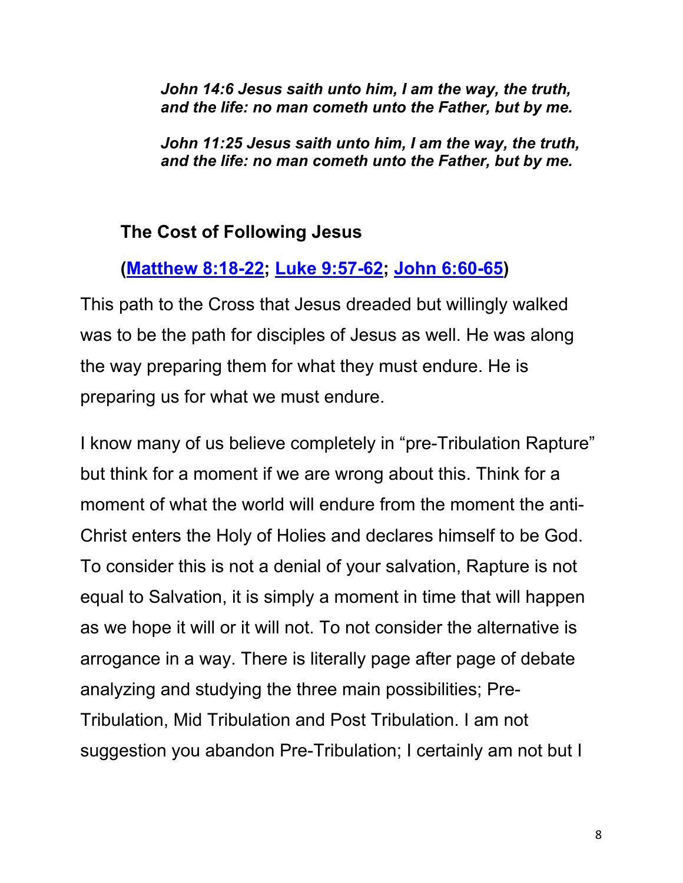*John 14:6 Jesus saith unto him, I am the way, the truth, and the life: no man cometh unto the Father, but by me.*

*John 11:25 Jesus saith unto him, I am the way, the truth, and the life: no man cometh unto the Father, but by me.*

### The Cost of Following Jesus

**(Matthew 8:18-22; Luke 9:57-62; John 6:60-65)**

This path to the Cross that Jesus dreaded but willingly walked was to be the path for disciples of Jesus as well. He was along the way preparing them for what they must endure. He is preparing us for what we must endure.

I know many of us believe completely in "pre-Tribulation Rapture" but think for a moment if we are wrong about this. Think for a moment of what the world will endure from the moment the anti-Christ enters the Holy of Holies and declares himself to be God. To consider this is not a denial of your salvation, Rapture is not equal to Salvation, it is simply a moment in time that will happen as we hope it will or it will not. To not consider the alternative is arrogance in a way. There is literally page after page of debate analyzing and studying the three main possibilities; Pre-Tribulation, Mid Tribulation and Post Tribulation. I am not suggestion you abandon Pre-Tribulation; I certainly am not but I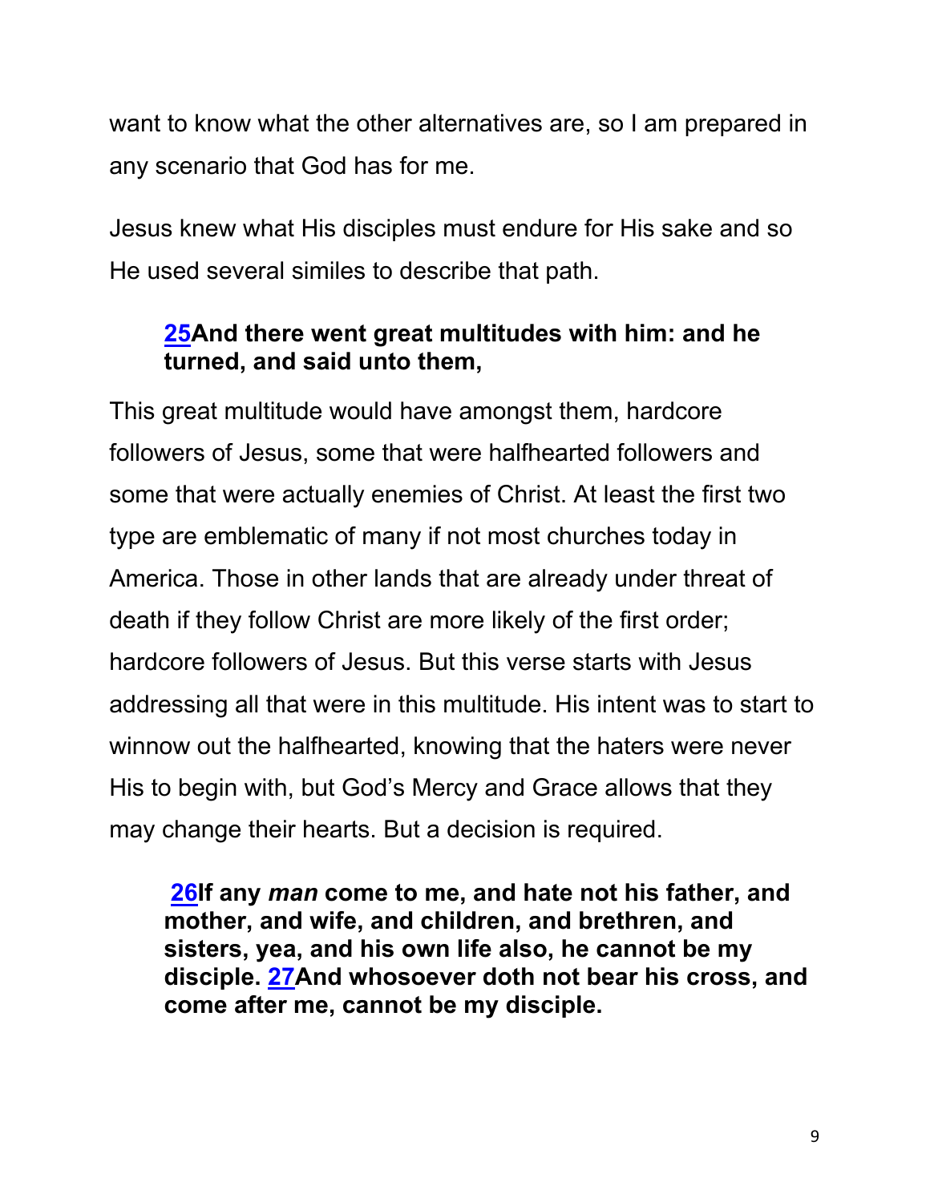want to know what the other alternatives are, so I am prepared in any scenario that God has for me.

Jesus knew what His disciples must endure for His sake and so He used several similes to describe that path.

> **25And there went great multitudes with him: and he turned, and said unto them,**

This great multitude would have amongst them, hardcore followers of Jesus, some that were halfhearted followers and some that were actually enemies of Christ. At least the first two type are emblematic of many if not most churches today in America. Those in other lands that are already under threat of death if they follow Christ are more likely of the first order; hardcore followers of Jesus. But this verse starts with Jesus addressing all that were in this multitude. His intent was to start to winnow out the halfhearted, knowing that the haters were never His to begin with, but God's Mercy and Grace allows that they may change their hearts. But a decision is required.

> **26If any *man* come to me, and hate not his father, and mother, and wife, and children, and brethren, and sisters, yea, and his own life also, he cannot be my disciple. 27And whosoever doth not bear his cross, and come after me, cannot be my disciple.**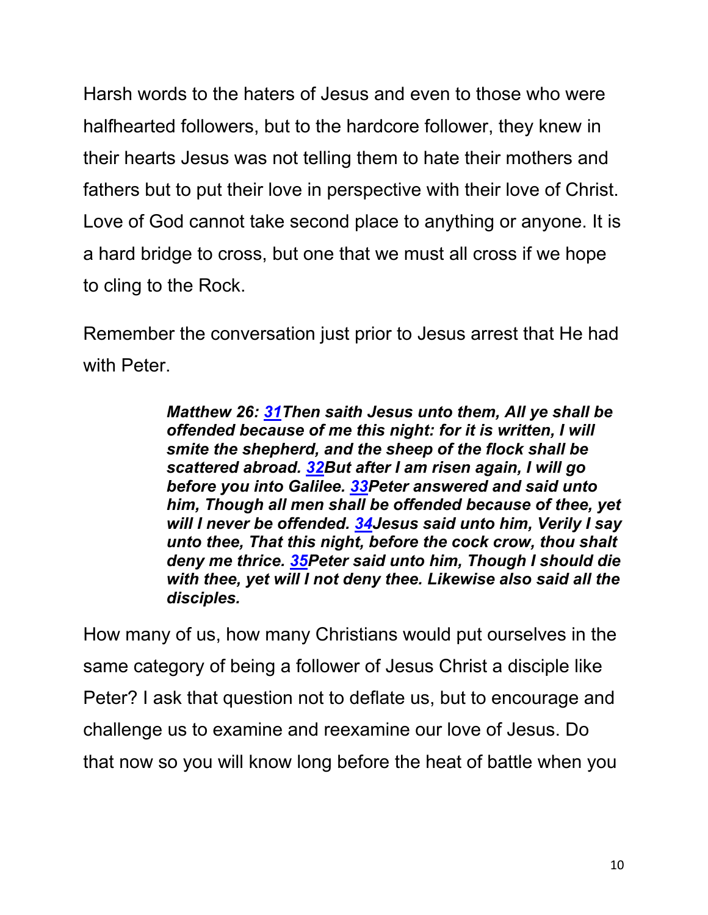Harsh words to the haters of Jesus and even to those who were halfhearted followers, but to the hardcore follower, they knew in their hearts Jesus was not telling them to hate their mothers and fathers but to put their love in perspective with their love of Christ. Love of God cannot take second place to anything or anyone. It is a hard bridge to cross, but one that we must all cross if we hope to cling to the Rock.

Remember the conversation just prior to Jesus arrest that He had with Peter.

> ***Matthew 26: 31Then saith Jesus unto them, All ye shall be offended because of me this night: for it is written, I will smite the shepherd, and the sheep of the flock shall be scattered abroad. 32But after I am risen again, I will go before you into Galilee. 33Peter answered and said unto him, Though all men shall be offended because of thee, yet will I never be offended. 34Jesus said unto him, Verily I say unto thee, That this night, before the cock crow, thou shalt deny me thrice. 35Peter said unto him, Though I should die with thee, yet will I not deny thee. Likewise also said all the disciples.***

How many of us, how many Christians would put ourselves in the same category of being a follower of Jesus Christ a disciple like Peter? I ask that question not to deflate us, but to encourage and challenge us to examine and reexamine our love of Jesus. Do that now so you will know long before the heat of battle when you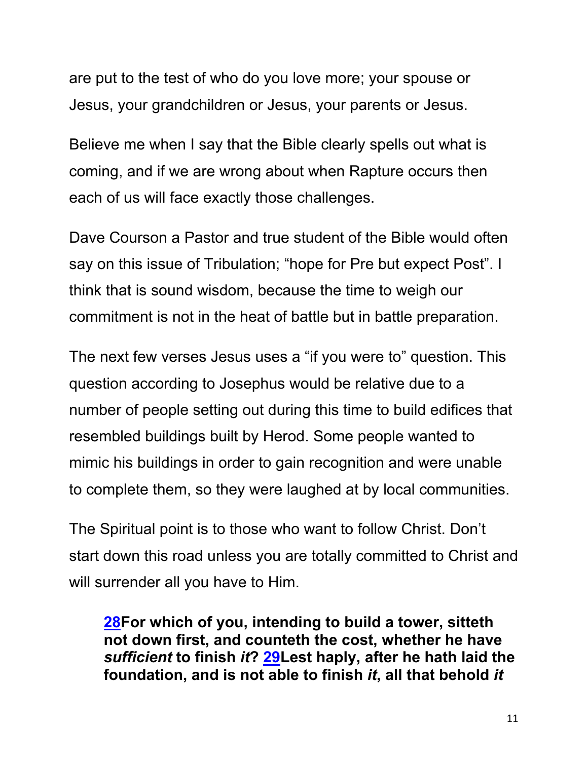are put to the test of who do you love more; your spouse or Jesus, your grandchildren or Jesus, your parents or Jesus.

Believe me when I say that the Bible clearly spells out what is coming, and if we are wrong about when Rapture occurs then each of us will face exactly those challenges.

Dave Courson a Pastor and true student of the Bible would often say on this issue of Tribulation; “hope for Pre but expect Post”. I think that is sound wisdom, because the time to weigh our commitment is not in the heat of battle but in battle preparation.

The next few verses Jesus uses a “if you were to” question. This question according to Josephus would be relative due to a number of people setting out during this time to build edifices that resembled buildings built by Herod. Some people wanted to mimic his buildings in order to gain recognition and were unable to complete them, so they were laughed at by local communities.

The Spiritual point is to those who want to follow Christ. Don’t start down this road unless you are totally committed to Christ and will surrender all you have to Him.

> **28For which of you, intending to build a tower, sitteth not down first, and counteth the cost, whether he have *sufficient* to finish *it*? 29Lest haply, after he hath laid the foundation, and is not able to finish *it*, all that behold *it***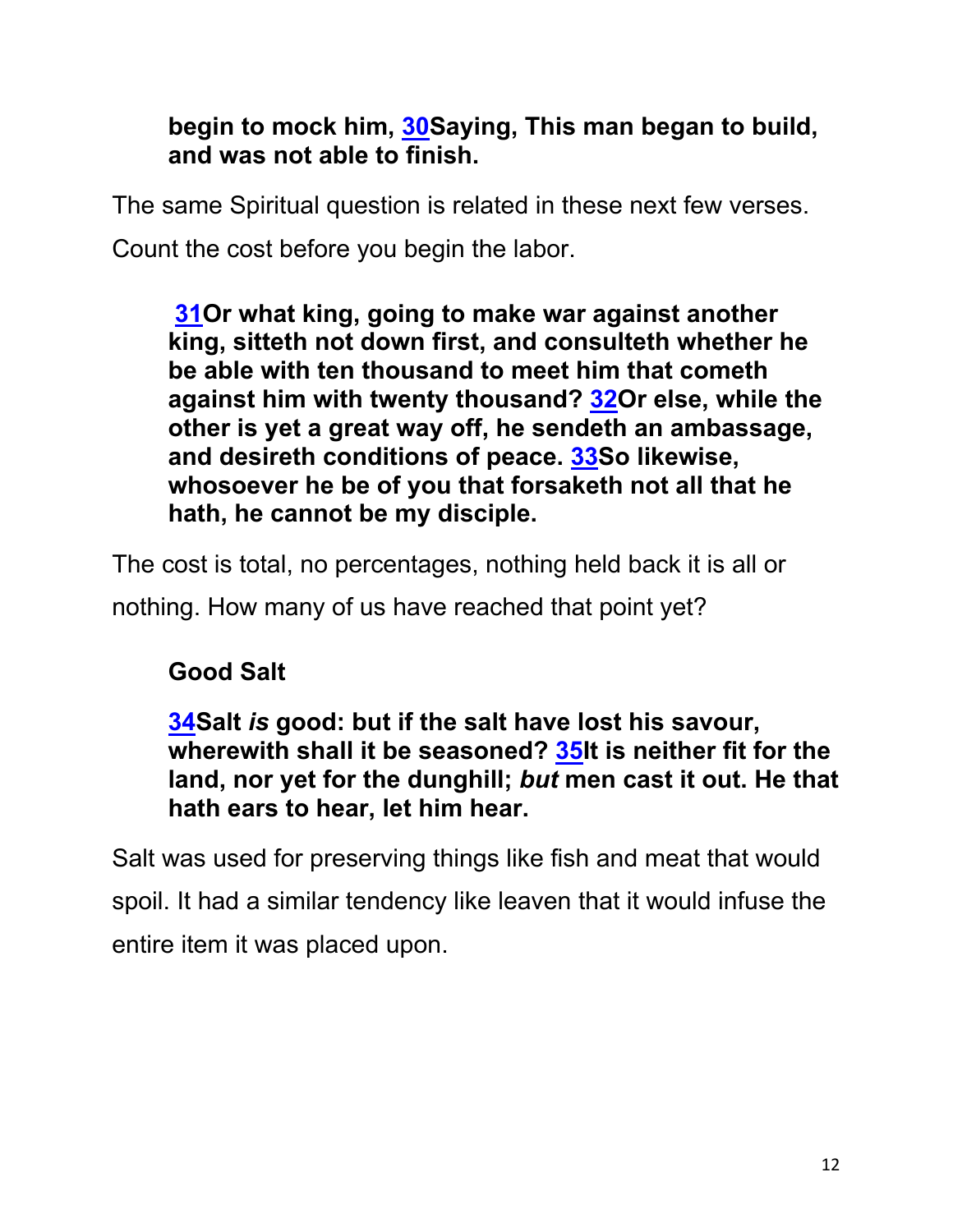**begin to mock him, 30Saying, This man began to build, and was not able to finish.**

The same Spiritual question is related in these next few verses. Count the cost before you begin the labor.

**31Or what king, going to make war against another king, sitteth not down first, and consulteth whether he be able with ten thousand to meet him that cometh against him with twenty thousand? 32Or else, while the other is yet a great way off, he sendeth an ambassage, and desireth conditions of peace. 33So likewise, whosoever he be of you that forsaketh not all that he hath, he cannot be my disciple.**

The cost is total, no percentages, nothing held back it is all or nothing. How many of us have reached that point yet?

**Good Salt**

**34Salt *is* good: but if the salt have lost his savour, wherewith shall it be seasoned? 35It is neither fit for the land, nor yet for the dunghill; *but* men cast it out. He that hath ears to hear, let him hear.**

Salt was used for preserving things like fish and meat that would spoil. It had a similar tendency like leaven that it would infuse the entire item it was placed upon.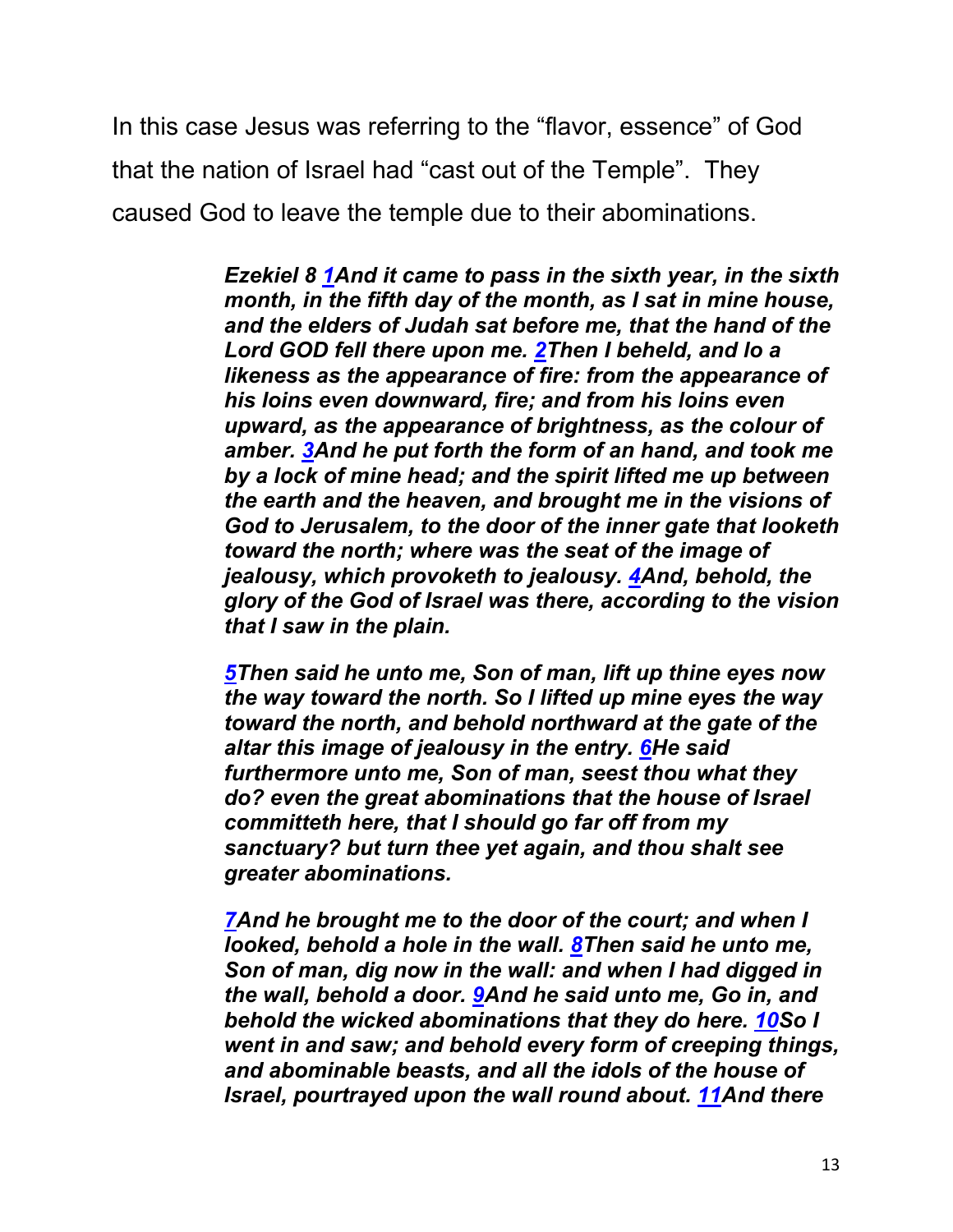In this case Jesus was referring to the "flavor, essence" of God that the nation of Israel had "cast out of the Temple". They caused God to leave the temple due to their abominations.

> ***Ezekiel 8 1And it came to pass in the sixth year, in the sixth month, in the fifth day of the month, as I sat in mine house, and the elders of Judah sat before me, that the hand of the Lord GOD fell there upon me. 2Then I beheld, and lo a likeness as the appearance of fire: from the appearance of his loins even downward, fire; and from his loins even upward, as the appearance of brightness, as the colour of amber. 3And he put forth the form of an hand, and took me by a lock of mine head; and the spirit lifted me up between the earth and the heaven, and brought me in the visions of God to Jerusalem, to the door of the inner gate that looketh toward the north; where was the seat of the image of jealousy, which provoketh to jealousy. 4And, behold, the glory of the God of Israel was there, according to the vision that I saw in the plain.***
>
> ***5Then said he unto me, Son of man, lift up thine eyes now the way toward the north. So I lifted up mine eyes the way toward the north, and behold northward at the gate of the altar this image of jealousy in the entry. 6He said furthermore unto me, Son of man, seest thou what they do? even the great abominations that the house of Israel committeth here, that I should go far off from my sanctuary? but turn thee yet again, and thou shalt see greater abominations.***
>
> ***7And he brought me to the door of the court; and when I looked, behold a hole in the wall. 8Then said he unto me, Son of man, dig now in the wall: and when I had digged in the wall, behold a door. 9And he said unto me, Go in, and behold the wicked abominations that they do here. 10So I went in and saw; and behold every form of creeping things, and abominable beasts, and all the idols of the house of Israel, pourtrayed upon the wall round about. 11And there***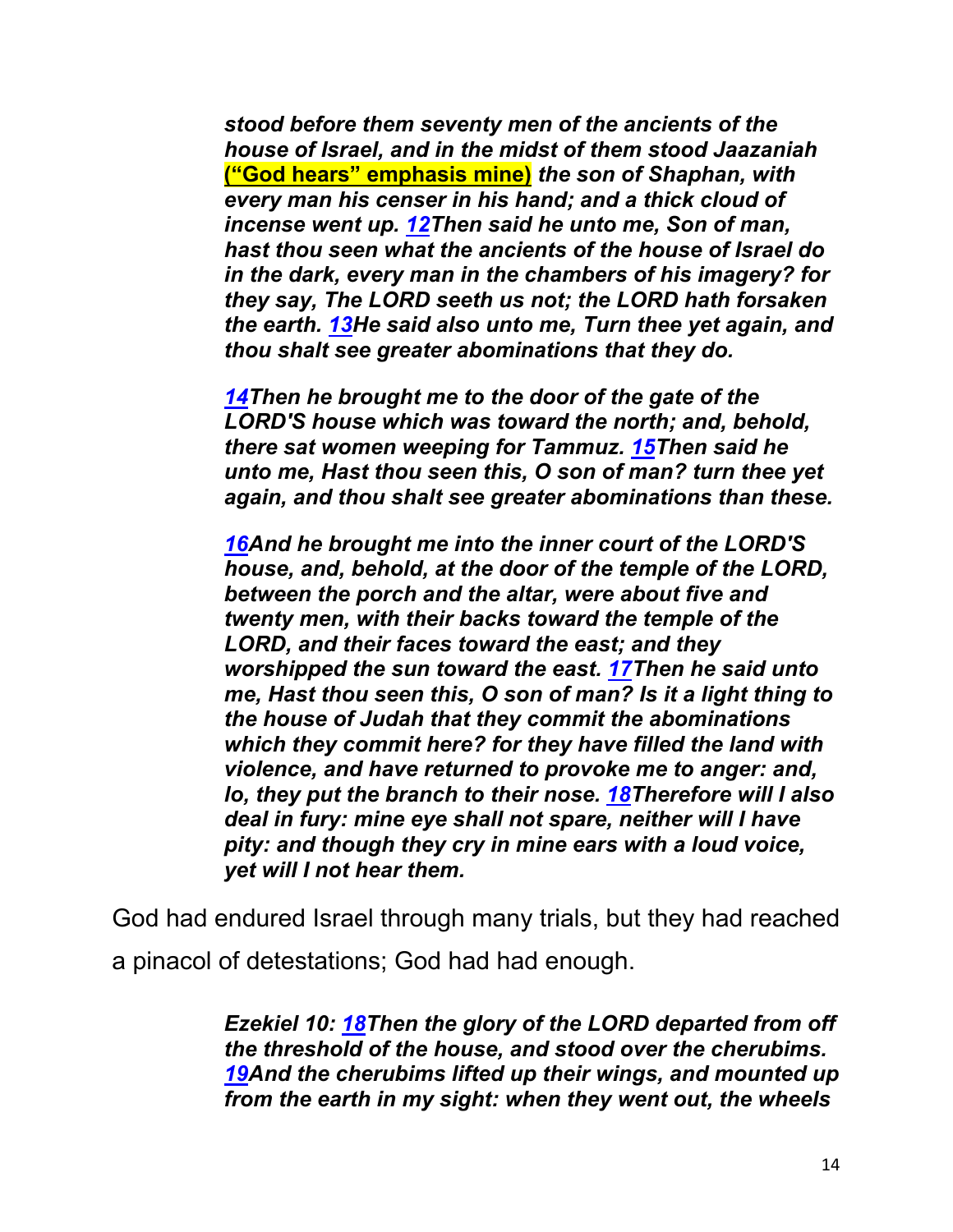***stood before them seventy men of the ancients of the house of Israel, and in the midst of them stood Jaazaniah*** **("God hears" emphasis mine)** ***the son of Shaphan, with every man his censer in his hand; and a thick cloud of incense went up. 12Then said he unto me, Son of man, hast thou seen what the ancients of the house of Israel do in the dark, every man in the chambers of his imagery? for they say, The LORD seeth us not; the LORD hath forsaken the earth. 13He said also unto me, Turn thee yet again, and thou shalt see greater abominations that they do.***

***14Then he brought me to the door of the gate of the LORD'S house which was toward the north; and, behold, there sat women weeping for Tammuz. 15Then said he unto me, Hast thou seen this, O son of man? turn thee yet again, and thou shalt see greater abominations than these.***

***16And he brought me into the inner court of the LORD'S house, and, behold, at the door of the temple of the LORD, between the porch and the altar, were about five and twenty men, with their backs toward the temple of the LORD, and their faces toward the east; and they worshipped the sun toward the east. 17Then he said unto me, Hast thou seen this, O son of man? Is it a light thing to the house of Judah that they commit the abominations which they commit here? for they have filled the land with violence, and have returned to provoke me to anger: and, lo, they put the branch to their nose. 18Therefore will I also deal in fury: mine eye shall not spare, neither will I have pity: and though they cry in mine ears with a loud voice, yet will I not hear them.***

God had endured Israel through many trials, but they had reached a pinacol of detestations; God had had enough.

***Ezekiel 10: 18Then the glory of the LORD departed from off the threshold of the house, and stood over the cherubims. 19And the cherubims lifted up their wings, and mounted up from the earth in my sight: when they went out, the wheels***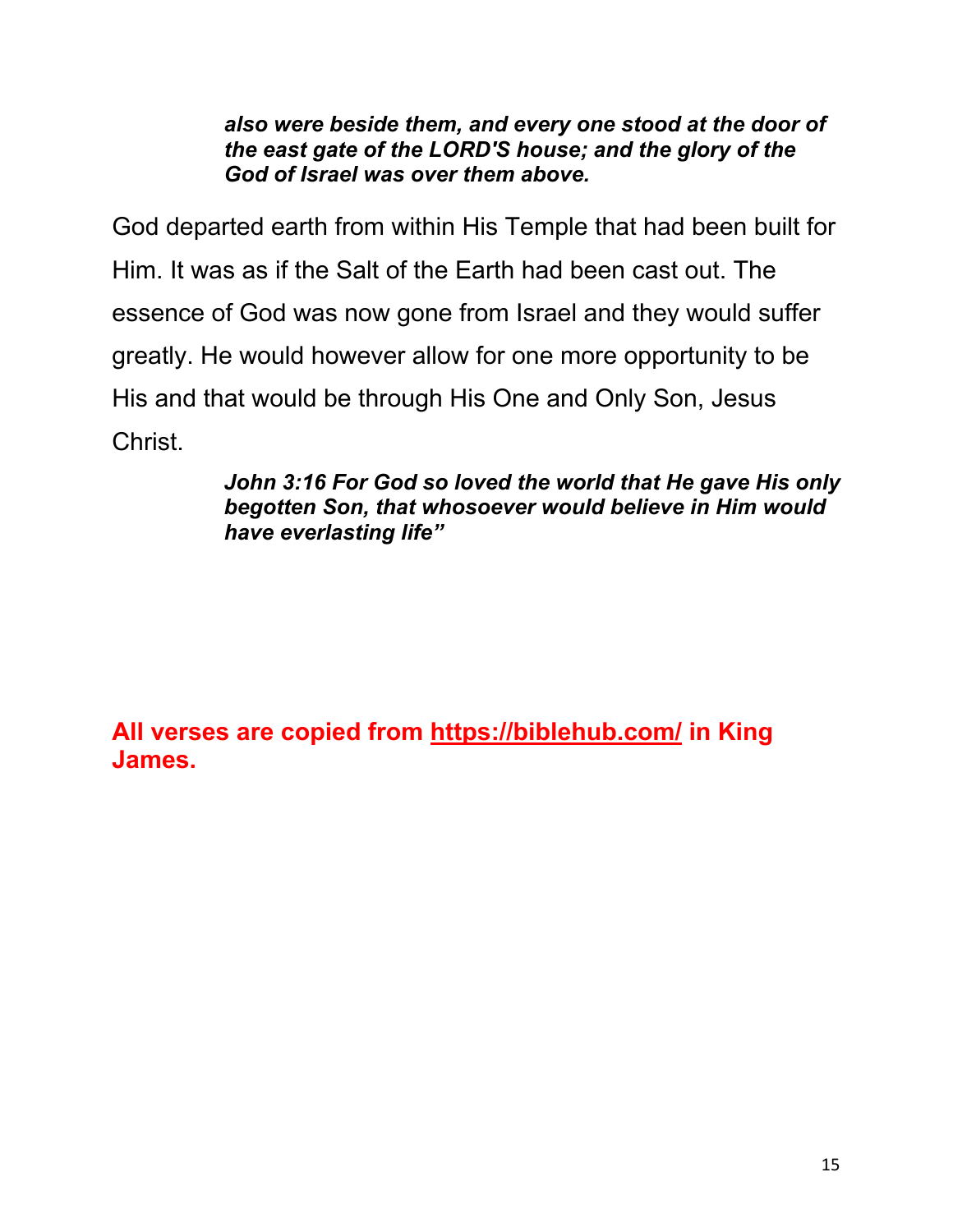> ***also were beside them, and every one stood at the door of the east gate of the LORD'S house; and the glory of the God of Israel was over them above.***

God departed earth from within His Temple that had been built for Him. It was as if the Salt of the Earth had been cast out. The essence of God was now gone from Israel and they would suffer greatly. He would however allow for one more opportunity to be His and that would be through His One and Only Son, Jesus Christ.

> ***John 3:16 For God so loved the world that He gave His only begotten Son, that whosoever would believe in Him would have everlasting life"***

**All verses are copied from https://biblehub.com/ in King James.**